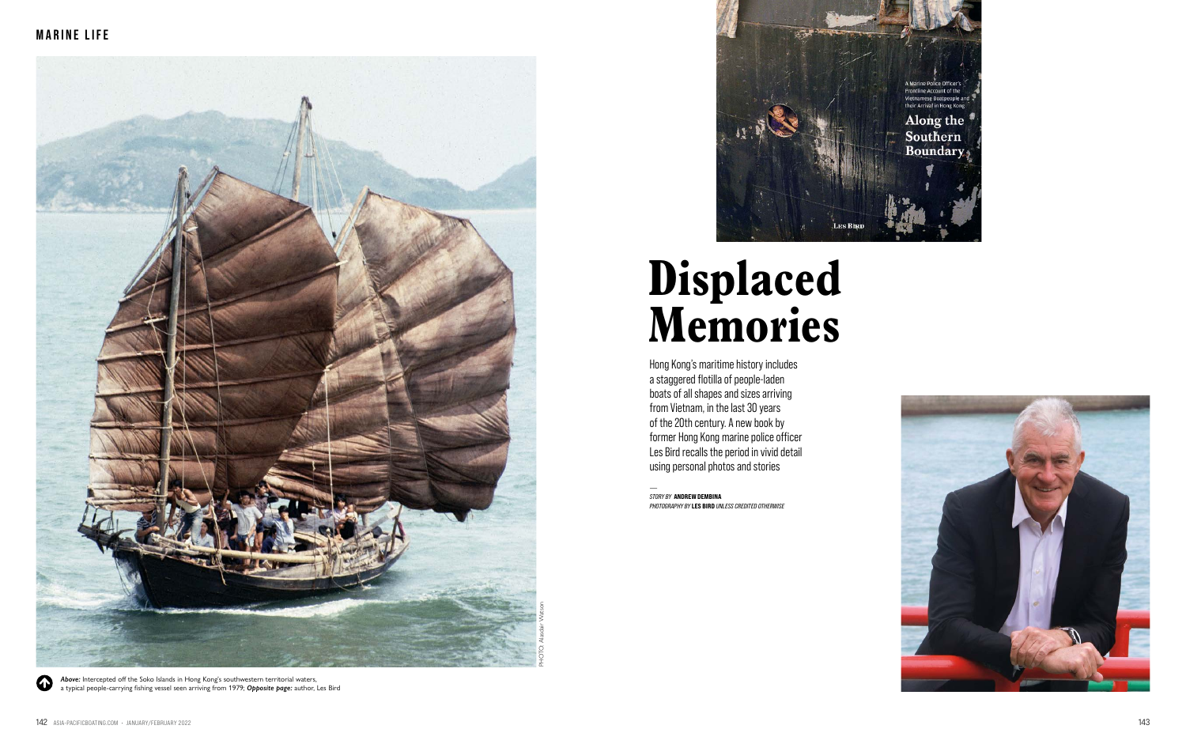# Displaced Memories

Hong Kong's maritime history includes a staggered flotilla of people-laden boats of all shapes and sizes arriving from Vietnam, in the last 30 years of the 20th century. A new book by former Hong Kong marine police officer Les Bird recalls the period in vivid detail using personal photos and stories

STORY BY **ANDREW DEMBINA**
PHOTOGRAPHY BY **LES BIRD** UNLESS CREDITED OTHERWISE

PHOTO: Alasdair Watson

***Above:*** Intercepted off the Soko Islands in Hong Kong's southwestern territorial waters, a typical people-carrying fishing vessel seen arriving from 1979; ***Opposite page:*** author, Les Bird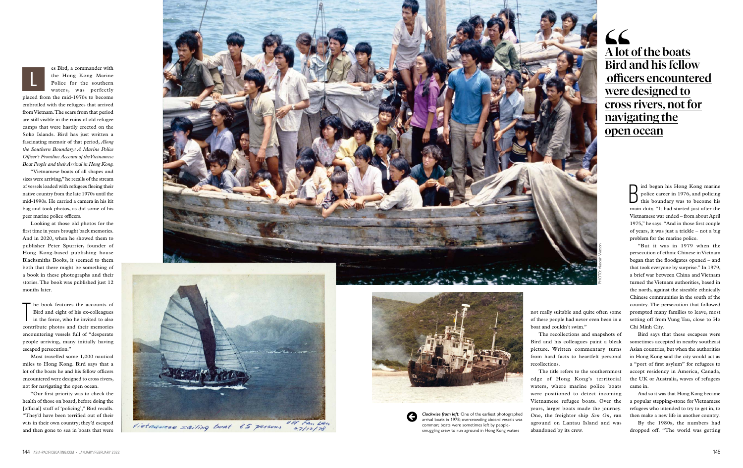Les Bird, a commander with the Hong Kong Marine Police for the southern waters, was perfectly placed from the mid-1970s to become embroiled with the refugees that arrived from Vietnam. The scars from that period are still visible in the ruins of old refugee camps that were hastily erected on the Soko Islands. Bird has just written a fascinating memoir of that period, *Along the Southern Boundary: A Marine Police Officer's Frontline Account of the Vietnamese Boat People and their Arrival in Hong Kong.*

"Vietnamese boats of all shapes and sizes were arriving," he recalls of the stream of vessels loaded with refugees fleeing their native country from the late 1970s until the mid-1990s. He carried a camera in his kit bag and took photos, as did some of his peer marine police officers.

Looking at those old photos for the first time in years brought back memories. And in 2020, when he showed them to publisher Peter Spurrier, founder of Hong Kong-based publishing house Blacksmiths Books, it seemed to them both that there might be something of a book in these photographs and their stories. The book was published just 12 months later.

The book features the accounts of Bird and eight of his ex-colleagues in the force, who he invited to also contribute photos and their memories encountering vessels full of "desperate people arriving, many initially having escaped persecution."

Most travelled some 1,000 nautical miles to Hong Kong. Bird says that a lot of the boats he and his fellow officers encountered were designed to cross rivers, not for navigating the open ocean.

"Our first priority was to check the health of those on board, before doing the [official] stuff of 'policing'," Bird recalls. "They'd have been terrified out of their wits in their own country; they'd escaped and then gone to sea in boats that were not really suitable and quite often some of these people had never even been in a boat and couldn't swim."

The recollections and snapshots of Bird and his colleagues paint a bleak picture. Written commentary turns from hard facts to heartfelt personal recollections.

The title refers to the southernmost edge of Hong Kong's territorial waters, where marine police boats were positioned to detect incoming Vietnamese refugee boats. Over the years, larger boats made the journey. One, the freighter ship *Sen On*, ran aground on Lantau Island and was abandoned by its crew.

> **"A lot of the boats Bird and his fellow officers encountered were designed to cross rivers, not for navigating the open ocean**

Bird began his Hong Kong marine police career in 1976, and policing this boundary was to become his main duty. "It had started just after the Vietnamese war ended – from about April 1975," he says. "And in those first couple of years, it was just a trickle – not a big problem for the marine police.

"But it was in 1979 when the persecution of ethnic Chinese in Vietnam began that the floodgates opened – and that took everyone by surprise." In 1979, a brief war between China and Vietnam turned the Vietnam authorities, based in the north, against the sizeable ethnically Chinese communities in the south of the country. The persecution that followed prompted many families to leave, most setting off from Vung Tau, close to Ho Chi Minh City.

Bird says that these escapees were sometimes accepted in nearby southeast Asian countries, but when the authorities in Hong Kong said the city would act as a "port of first asylum" for refugees to accept residency in America, Canada, the UK or Australia, waves of refugees came in.

And so it was that Hong Kong became a popular stepping-stone for Vietnamese refugees who intended to try to get in, to then make a new life in another country.

By the 1980s, the numbers had dropped off. "The world was getting

PHOTO: Alasdair Watson

Vietnamese sailing boat 65 persons off Fan Lau 27/12/78

***Clockwise from left:*** One of the earliest photographed arrival boats in 1978; overcrowding aboard vessels was common; boats were sometimes left by people-smuggling crew to run aground in Hong Kong waters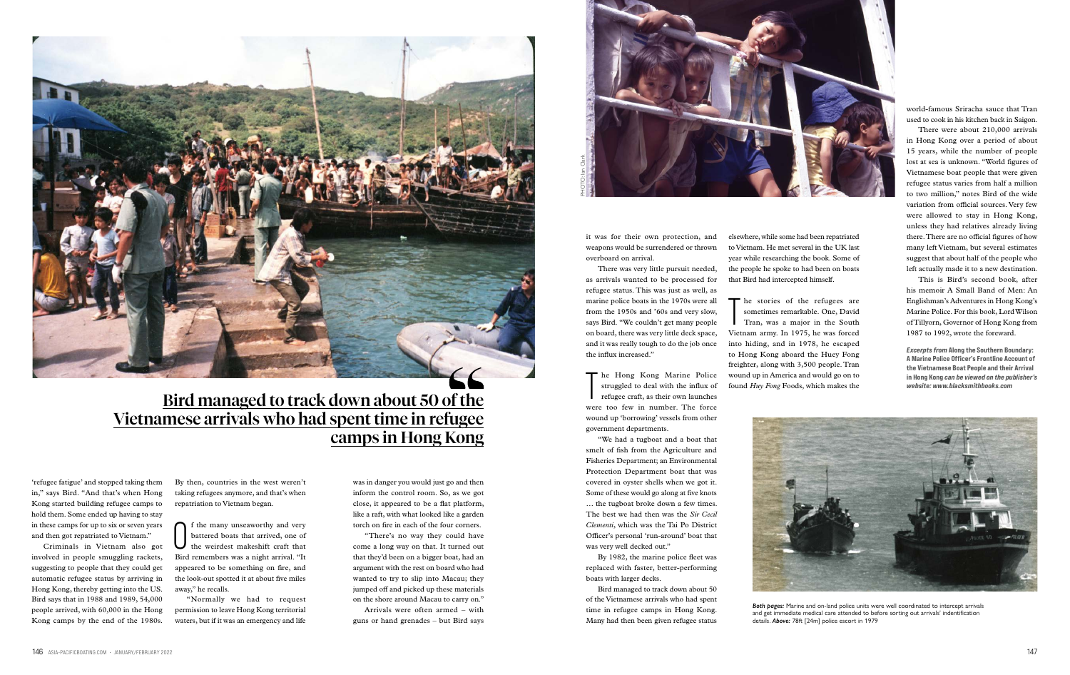## Bird managed to track down about 50 of the Vietnamese arrivals who had spent time in refugee camps in Hong Kong

'refugee fatigue' and stopped taking them in," says Bird. "And that's when Hong Kong started building refugee camps to hold them. Some ended up having to stay in these camps for up to six or seven years and then got repatriated to Vietnam."

Criminals in Vietnam also got involved in people smuggling rackets, suggesting to people that they could get automatic refugee status by arriving in Hong Kong, thereby getting into the US. Bird says that in 1988 and 1989, 54,000 people arrived, with 60,000 in the Hong Kong camps by the end of the 1980s. By then, countries in the west weren't taking refugees anymore, and that's when repatriation to Vietnam began.

Of the many unseaworthy and very battered boats that arrived, one of the weirdest makeshift craft that Bird remembers was a night arrival. "It appeared to be something on fire, and the look-out spotted it at about five miles away," he recalls.

"Normally we had to request permission to leave Hong Kong territorial waters, but if it was an emergency and life was in danger you would just go and then inform the control room. So, as we got close, it appeared to be a flat platform, like a raft, with what looked like a garden torch on fire in each of the four corners.

"There's no way they could have come a long way on that. It turned out that they'd been on a bigger boat, had an argument with the rest on board who had wanted to try to slip into Macau; they jumped off and picked up these materials on the shore around Macau to carry on."

Arrivals were often armed – with guns or hand grenades – but Bird says it was for their own protection, and weapons would be surrendered or thrown overboard on arrival.

There was very little pursuit needed, as arrivals wanted to be processed for refugee status. This was just as well, as marine police boats in the 1970s were all from the 1950s and '60s and very slow, says Bird. "We couldn't get many people on board, there was very little deck space, and it was really tough to do the job once the influx increased."

The Hong Kong Marine Police struggled to deal with the influx of refugee craft, as their own launches were too few in number. The force wound up 'borrowing' vessels from other government departments.

"We had a tugboat and a boat that smelt of fish from the Agriculture and Fisheries Department; an Environmental Protection Department boat that was covered in oyster shells when we got it. Some of these would go along at five knots … the tugboat broke down a few times. The best we had then was the *Sir Cecil Clementi*, which was the Tai Po District Officer's personal 'run-around' boat that was very well decked out."

By 1982, the marine police fleet was replaced with faster, better-performing boats with larger decks.

Bird managed to track down about 50 of the Vietnamese arrivals who had spent time in refugee camps in Hong Kong. Many had then been given refugee status elsewhere, while some had been repatriated to Vietnam. He met several in the UK last year while researching the book. Some of the people he spoke to had been on boats that Bird had intercepted himself.

The stories of the refugees are sometimes remarkable. One, David Tran, was a major in the South Vietnam army. In 1975, he was forced into hiding, and in 1978, he escaped to Hong Kong aboard the Huey Fong freighter, along with 3,500 people. Tran wound up in America and would go on to found *Huy Fong* Foods, which makes the world-famous Sriracha sauce that Tran used to cook in his kitchen back in Saigon.

There were about 210,000 arrivals in Hong Kong over a period of about 15 years, while the number of people lost at sea is unknown. "World figures of Vietnamese boat people that were given refugee status varies from half a million to two million," notes Bird of the wide variation from official sources. Very few were allowed to stay in Hong Kong, unless they had relatives already living there. There are no official figures of how many left Vietnam, but several estimates suggest that about half of the people who left actually made it to a new destination.

This is Bird's second book, after his memoir A Small Band of Men: An Englishman's Adventures in Hong Kong's Marine Police. For this book, Lord Wilson of Tillyorn, Governor of Hong Kong from 1987 to 1992, wrote the foreward.

***Excerpts from* Along the Southern Boundary: A Marine Police Officer's Frontline Account of the Vietnamese Boat People and their Arrival in Hong Kong *can be viewed on the publisher's website: www.blacksmithbooks.com***

PHOTO: Ian Clark

***Both pages:*** Marine and on-land police units were well coordinated to intercept arrivals and get immediate medical care attended to before sorting out arrivals' indentification details. ***Above:*** 78ft [24m] police escort in 1979